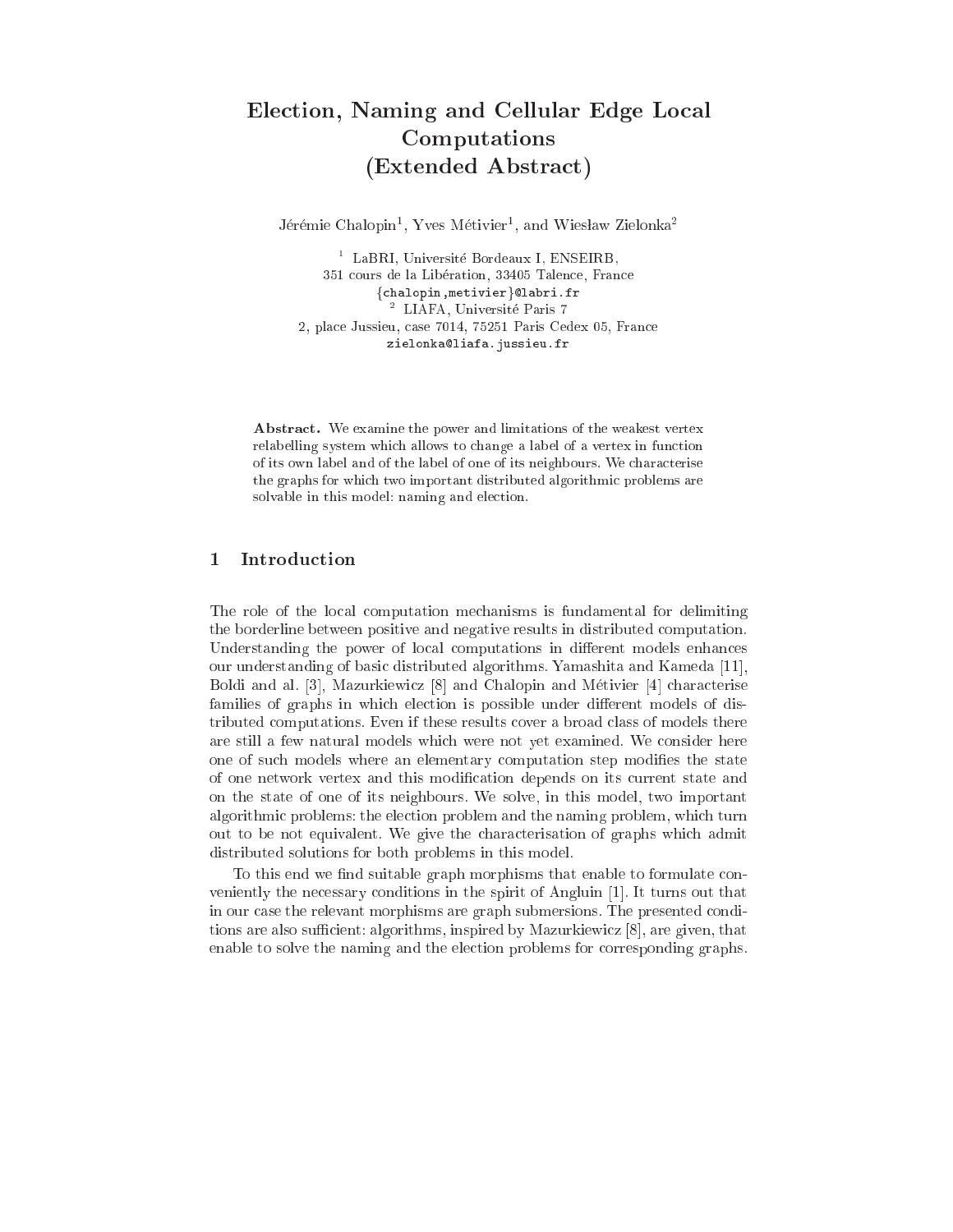# Election, Naming and Cellular Edge Local Computations (Extended Abstract)

Jérémie Chalopin[1], Yves Métivier[1], and Wiesław Zielonka[2]

[1] LaBRI, Université Bordeaux I, ENSEIRB,
351 cours de la Libération, 33405 Talence, France
{chalopin,metivier}@labri.fr

[2] LIAFA, Université Paris 7
2, place Jussieu, case 7014, 75251 Paris Cedex 05, France
zielonka@liafa.jussieu.fr

**Abstract.** We examine the power and limitations of the weakest vertex relabelling system which allows to change a label of a vertex in function of its own label and of the label of one of its neighbours. We characterise the graphs for which two important distributed algorithmic problems are solvable in this model: naming and election.

## 1 Introduction

The role of the local computation mechanisms is fundamental for delimiting the borderline between positive and negative results in distributed computation. Understanding the power of local computations in different models enhances our understanding of basic distributed algorithms. Yamashita and Kameda [11], Boldi and al. [3], Mazurkiewicz [8] and Chalopin and Métivier [4] characterise families of graphs in which election is possible under different models of distributed computations. Even if these results cover a broad class of models there are still a few natural models which were not yet examined. We consider here one of such models where an elementary computation step modifies the state of one network vertex and this modification depends on its current state and on the state of one of its neighbours. We solve, in this model, two important algorithmic problems: the election problem and the naming problem, which turn out to be not equivalent. We give the characterisation of graphs which admit distributed solutions for both problems in this model.

To this end we find suitable graph morphisms that enable to formulate conveniently the necessary conditions in the spirit of Angluin [1]. It turns out that in our case the relevant morphisms are graph submersions. The presented conditions are also sufficient: algorithms, inspired by Mazurkiewicz [8], are given, that enable to solve the naming and the election problems for corresponding graphs.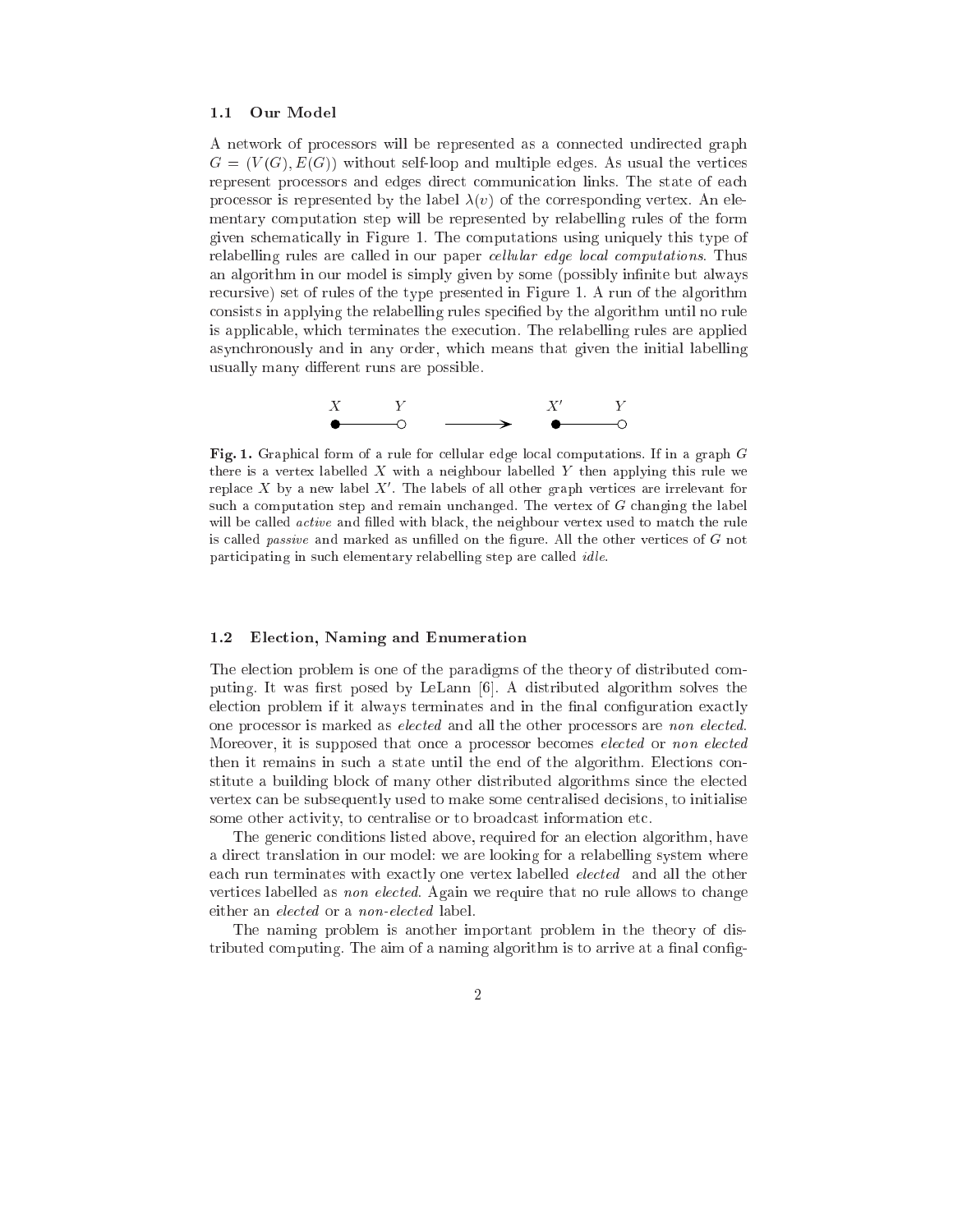### 1.1 Our Model

A network of processors will be represented as a connected undirected graph $G = (V(G), E(G))$ without self-loop and multiple edges. As usual the vertices represent processors and edges direct communication links. The state of each processor is represented by the label $\lambda(v)$ of the corresponding vertex. An elementary computation step will be represented by relabelling rules of the form given schematically in Figure 1. The computations using uniquely this type of relabelling rules are called in our paper *cellular edge local computations*. Thus an algorithm in our model is simply given by some (possibly infinite but always recursive) set of rules of the type presented in Figure 1. A run of the algorithm consists in applying the relabelling rules specified by the algorithm until no rule is applicable, which terminates the execution. The relabelling rules are applied asynchronously and in any order, which means that given the initial labelling usually many different runs are possible.

$X$ $Y$ $X'$ $Y$

**Fig. 1.** Graphical form of a rule for cellular edge local computations. If in a graph $G$ there is a vertex labelled $X$ with a neighbour labelled $Y$ then applying this rule we replace $X$ by a new label $X'$. The labels of all other graph vertices are irrelevant for such a computation step and remain unchanged. The vertex of $G$ changing the label will be called *active* and filled with black, the neighbour vertex used to match the rule is called *passive* and marked as unfilled on the figure. All the other vertices of $G$ not participating in such elementary relabelling step are called *idle*.

### 1.2 Election, Naming and Enumeration

The election problem is one of the paradigms of the theory of distributed computing. It was first posed by LeLann [6]. A distributed algorithm solves the election problem if it always terminates and in the final configuration exactly one processor is marked as *elected* and all the other processors are *non elected*. Moreover, it is supposed that once a processor becomes *elected* or *non elected* then it remains in such a state until the end of the algorithm. Elections constitute a building block of many other distributed algorithms since the elected vertex can be subsequently used to make some centralised decisions, to initialise some other activity, to centralise or to broadcast information etc.

The generic conditions listed above, required for an election algorithm, have a direct translation in our model: we are looking for a relabelling system where each run terminates with exactly one vertex labelled *elected* and all the other vertices labelled as *non elected*. Again we require that no rule allows to change either an *elected* or a *non-elected* label.

The naming problem is another important problem in the theory of distributed computing. The aim of a naming algorithm is to arrive at a final config-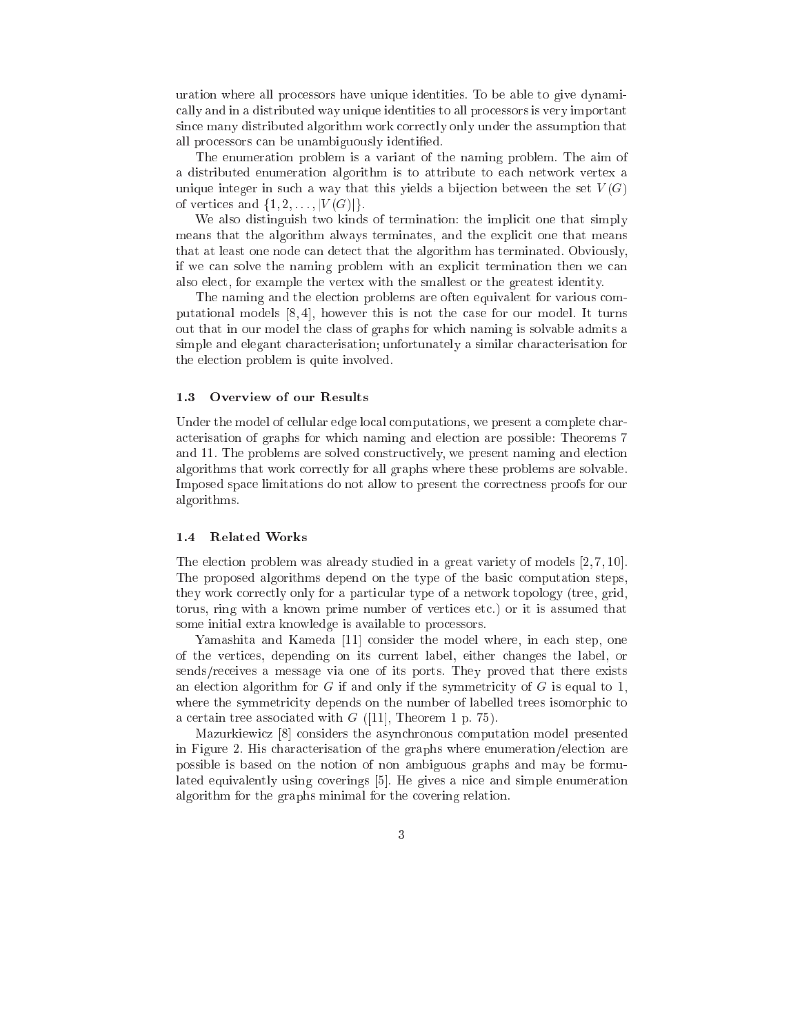uration where all processors have unique identities. To be able to give dynamically and in a distributed way unique identities to all processors is very important since many distributed algorithm work correctly only under the assumption that all processors can be unambiguously identified.

The enumeration problem is a variant of the naming problem. The aim of a distributed enumeration algorithm is to attribute to each network vertex a unique integer in such a way that this yields a bijection between the set $V(G)$ of vertices and $\{1, 2, \ldots, |V(G)|\}$.

We also distinguish two kinds of termination: the implicit one that simply means that the algorithm always terminates, and the explicit one that means that at least one node can detect that the algorithm has terminated. Obviously, if we can solve the naming problem with an explicit termination then we can also elect, for example the vertex with the smallest or the greatest identity.

The naming and the election problems are often equivalent for various computational models [8, 4], however this is not the case for our model. It turns out that in our model the class of graphs for which naming is solvable admits a simple and elegant characterisation; unfortunately a similar characterisation for the election problem is quite involved.

### 1.3 Overview of our Results

Under the model of cellular edge local computations, we present a complete characterisation of graphs for which naming and election are possible: Theorems 7 and 11. The problems are solved constructively, we present naming and election algorithms that work correctly for all graphs where these problems are solvable. Imposed space limitations do not allow to present the correctness proofs for our algorithms.

### 1.4 Related Works

The election problem was already studied in a great variety of models [2, 7, 10]. The proposed algorithms depend on the type of the basic computation steps, they work correctly only for a particular type of a network topology (tree, grid, torus, ring with a known prime number of vertices etc.) or it is assumed that some initial extra knowledge is available to processors.

Yamashita and Kameda [11] consider the model where, in each step, one of the vertices, depending on its current label, either changes the label, or sends/receives a message via one of its ports. They proved that there exists an election algorithm for $G$ if and only if the symmetricity of $G$ is equal to 1, where the symmetricity depends on the number of labelled trees isomorphic to a certain tree associated with $G$ ([11], Theorem 1 p. 75).

Mazurkiewicz [8] considers the asynchronous computation model presented in Figure 2. His characterisation of the graphs where enumeration/election are possible is based on the notion of non ambiguous graphs and may be formulated equivalently using coverings [5]. He gives a nice and simple enumeration algorithm for the graphs minimal for the covering relation.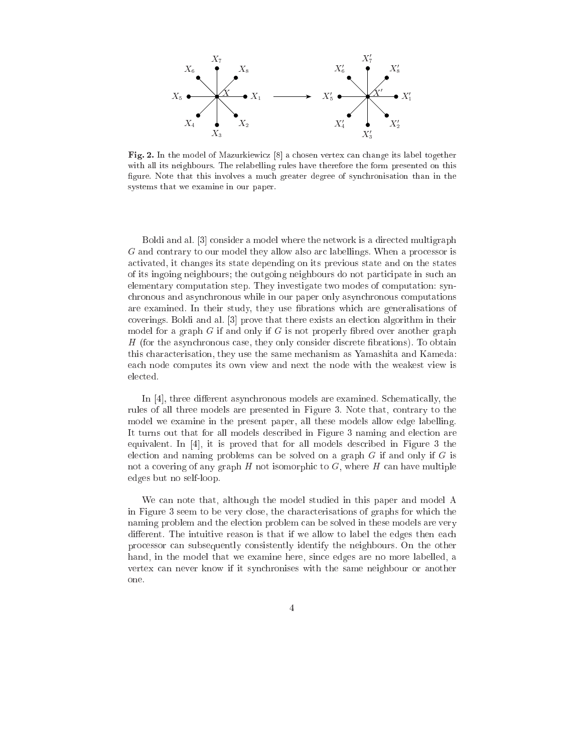**Fig. 2.** In the model of Mazurkiewicz [8] a chosen vertex can change its label together with all its neighbours. The relabelling rules have therefore the form presented on this figure. Note that this involves a much greater degree of synchronisation than in the systems that we examine in our paper.

Boldi and al. [3] consider a model where the network is a directed multigraph $G$ and contrary to our model they allow also arc labellings. When a processor is activated, it changes its state depending on its previous state and on the states of its ingoing neighbours; the outgoing neighbours do not participate in such an elementary computation step. They investigate two modes of computation: synchronous and asynchronous while in our paper only asynchronous computations are examined. In their study, they use fibrations which are generalisations of coverings. Boldi and al. [3] prove that there exists an election algorithm in their model for a graph $G$ if and only if $G$ is not properly fibred over another graph $H$ (for the asynchronous case, they only consider discrete fibrations). To obtain this characterisation, they use the same mechanism as Yamashita and Kameda: each node computes its own view and next the node with the weakest view is elected.

In [4], three different asynchronous models are examined. Schematically, the rules of all three models are presented in Figure 3. Note that, contrary to the model we examine in the present paper, all these models allow edge labelling. It turns out that for all models described in Figure 3 naming and election are equivalent. In [4], it is proved that for all models described in Figure 3 the election and naming problems can be solved on a graph $G$ if and only if $G$ is not a covering of any graph $H$ not isomorphic to $G$, where $H$ can have multiple edges but no self-loop.

We can note that, although the model studied in this paper and model A in Figure 3 seem to be very close, the characterisations of graphs for which the naming problem and the election problem can be solved in these models are very different. The intuitive reason is that if we allow to label the edges then each processor can subsequently consistently identify the neighbours. On the other hand, in the model that we examine here, since edges are no more labelled, a vertex can never know if it synchronises with the same neighbour or another one.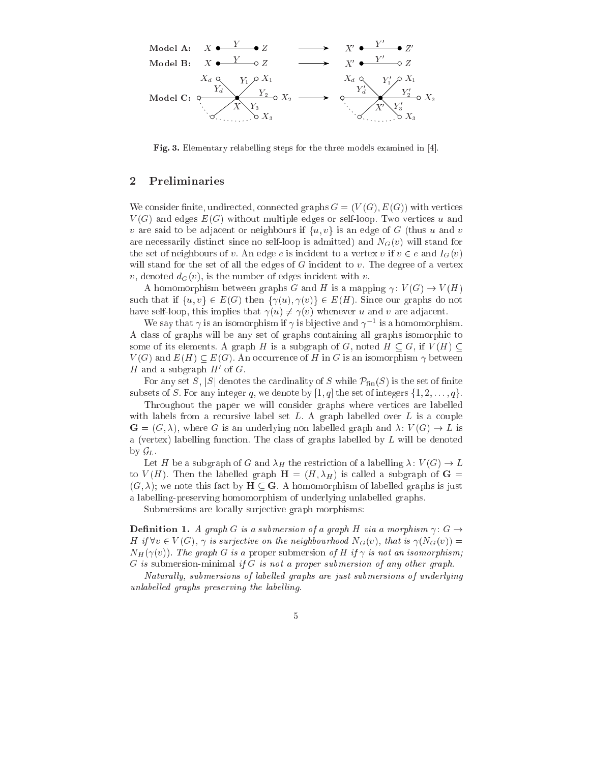Fig. 3. Elementary relabelling steps for the three models examined in [4].

## 2 Preliminaries

We consider finite, undirected, connected graphs $G = (V(G), E(G))$ with vertices $V(G)$ and edges $E(G)$ without multiple edges or self-loop. Two vertices $u$ and $v$ are said to be adjacent or neighbours if $\{u, v\}$ is an edge of $G$ (thus $u$ and $v$ are necessarily distinct since no self-loop is admitted) and $N_G(v)$ will stand for the set of neighbours of $v$. An edge $e$ is incident to a vertex $v$ if $v \in e$ and $I_G(v)$ will stand for the set of all the edges of $G$ incident to $v$. The degree of a vertex $v$, denoted $d_G(v)$, is the number of edges incident with $v$.

A homomorphism between graphs $G$ and $H$ is a mapping $\gamma\colon V(G) \to V(H)$ such that if $\{u, v\} \in E(G)$ then $\{\gamma(u), \gamma(v)\} \in E(H)$. Since our graphs do not have self-loop, this implies that $\gamma(u) \neq \gamma(v)$ whenever $u$ and $v$ are adjacent.

We say that $\gamma$ is an isomorphism if $\gamma$ is bijective and $\gamma^{-1}$ is a homomorphism. A class of graphs will be any set of graphs containing all graphs isomorphic to some of its elements. A graph $H$ is a subgraph of $G$, noted $H \subseteq G$, if $V(H) \subseteq V(G)$ and $E(H) \subseteq E(G)$. An occurrence of $H$ in $G$ is an isomorphism $\gamma$ between $H$ and a subgraph $H'$ of $G$.

For any set $S$, $|S|$ denotes the cardinality of $S$ while $\mathcal{P}_{\text{fin}}(S)$ is the set of finite subsets of $S$. For any integer $q$, we denote by $[1, q]$ the set of integers $\{1, 2, \ldots, q\}$.

Throughout the paper we will consider graphs where vertices are labelled with labels from a recursive label set $L$. A graph labelled over $L$ is a couple $\mathbf{G} = (G, \lambda)$, where $G$ is an underlying non labelled graph and $\lambda\colon V(G) \to L$ is a (vertex) labelling function. The class of graphs labelled by $L$ will be denoted by $\mathcal{G}_L$.

Let $H$ be a subgraph of $G$ and $\lambda_H$ the restriction of a labelling $\lambda\colon V(G) \to L$ to $V(H)$. Then the labelled graph $\mathbf{H} = (H, \lambda_H)$ is called a subgraph of $\mathbf{G} = (G, \lambda)$; we note this fact by $\mathbf{H} \subseteq \mathbf{G}$. A homomorphism of labelled graphs is just a labelling-preserving homomorphism of underlying unlabelled graphs.

Submersions are locally surjective graph morphisms:

**Definition 1.** *A graph $G$ is a submersion of a graph $H$ via a morphism $\gamma\colon G \to H$ if $\forall v \in V(G)$, $\gamma$ is surjective on the neighbourhood $N_G(v)$, that is $\gamma(N_G(v)) = N_H(\gamma(v))$. The graph $G$ is a* proper submersion *of $H$ if $\gamma$ is not an isomorphism; $G$ is* submersion-minimal *if $G$ is not a proper submersion of any other graph.*

*Naturally, submersions of labelled graphs are just submersions of underlying unlabelled graphs preserving the labelling.*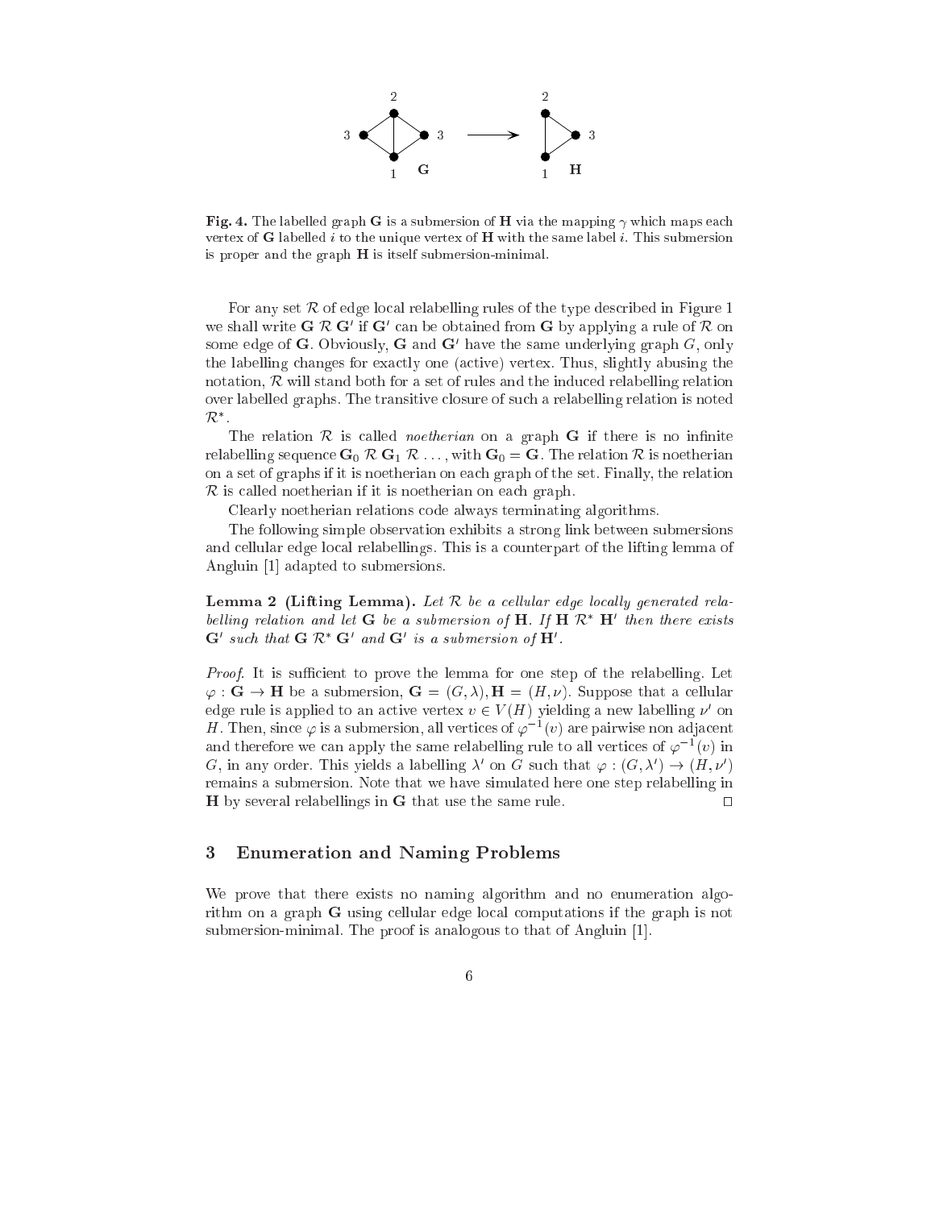**Fig. 4.** The labelled graph $\mathbf{G}$ is a submersion of $\mathbf{H}$ via the mapping $\gamma$ which maps each vertex of $\mathbf{G}$ labelled $i$ to the unique vertex of $\mathbf{H}$ with the same label $i$. This submersion is proper and the graph $\mathbf{H}$ is itself submersion-minimal.

For any set $\mathcal{R}$ of edge local relabelling rules of the type described in Figure 1 we shall write $\mathbf{G}\ \mathcal{R}\ \mathbf{G}'$ if $\mathbf{G}'$ can be obtained from $\mathbf{G}$ by applying a rule of $\mathcal{R}$ on some edge of $\mathbf{G}$. Obviously, $\mathbf{G}$ and $\mathbf{G}'$ have the same underlying graph $G$, only the labelling changes for exactly one (active) vertex. Thus, slightly abusing the notation, $\mathcal{R}$ will stand both for a set of rules and the induced relabelling relation over labelled graphs. The transitive closure of such a relabelling relation is noted $\mathcal{R}^*$.

The relation $\mathcal{R}$ is called *noetherian* on a graph $\mathbf{G}$ if there is no infinite relabelling sequence $\mathbf{G}_0\ \mathcal{R}\ \mathbf{G}_1\ \mathcal{R}\ \ldots$, with $\mathbf{G}_0 = \mathbf{G}$. The relation $\mathcal{R}$ is noetherian on a set of graphs if it is noetherian on each graph of the set. Finally, the relation $\mathcal{R}$ is called noetherian if it is noetherian on each graph.

Clearly noetherian relations code always terminating algorithms.

The following simple observation exhibits a strong link between submersions and cellular edge local relabellings. This is a counterpart of the lifting lemma of Angluin [1] adapted to submersions.

**Lemma 2 (Lifting Lemma).** *Let $\mathcal{R}$ be a cellular edge locally generated relabelling relation and let $\mathbf{G}$ be a submersion of $\mathbf{H}$. If $\mathbf{H}\ \mathcal{R}^*\ \mathbf{H}'$ then there exists $\mathbf{G}'$ such that $\mathbf{G}\ \mathcal{R}^*\ \mathbf{G}'$ and $\mathbf{G}'$ is a submersion of $\mathbf{H}'$.*

*Proof.* It is sufficient to prove the lemma for one step of the relabelling. Let $\varphi : \mathbf{G} \to \mathbf{H}$ be a submersion, $\mathbf{G} = (G, \lambda), \mathbf{H} = (H, \nu)$. Suppose that a cellular edge rule is applied to an active vertex $v \in V(H)$ yielding a new labelling $\nu'$ on $H$. Then, since $\varphi$ is a submersion, all vertices of $\varphi^{-1}(v)$ are pairwise non adjacent and therefore we can apply the same relabelling rule to all vertices of $\varphi^{-1}(v)$ in $G$, in any order. This yields a labelling $\lambda'$ on $G$ such that $\varphi : (G, \lambda') \to (H, \nu')$ remains a submersion. Note that we have simulated here one step relabelling in $\mathbf{H}$ by several relabellings in $\mathbf{G}$ that use the same rule. $\square$

## 3 Enumeration and Naming Problems

We prove that there exists no naming algorithm and no enumeration algorithm on a graph $\mathbf{G}$ using cellular edge local computations if the graph is not submersion-minimal. The proof is analogous to that of Angluin [1].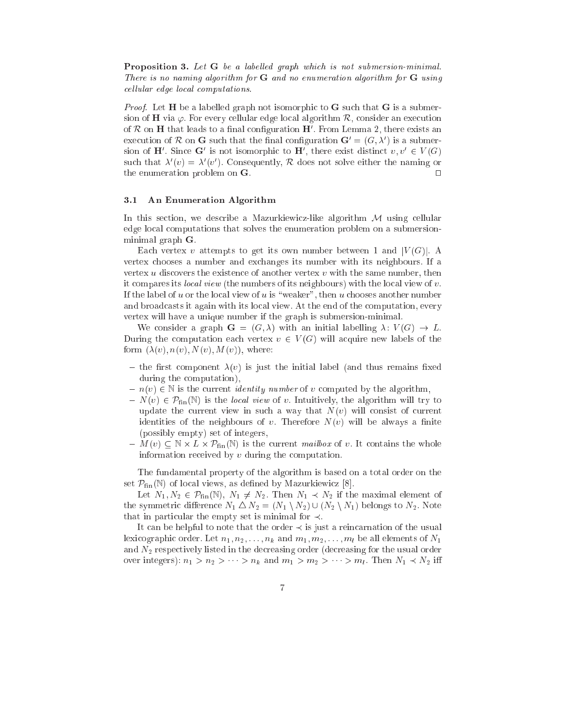**Proposition 3.** *Let* $\mathbf{G}$ *be a labelled graph which is not submersion-minimal. There is no naming algorithm for* $\mathbf{G}$ *and no enumeration algorithm for* $\mathbf{G}$ *using cellular edge local computations.*

*Proof.* Let $\mathbf{H}$ be a labelled graph not isomorphic to $\mathbf{G}$ such that $\mathbf{G}$ is a submersion of $\mathbf{H}$ via $\varphi$. For every cellular edge local algorithm $\mathcal{R}$, consider an execution of $\mathcal{R}$ on $\mathbf{H}$ that leads to a final configuration $\mathbf{H}'$. From Lemma 2, there exists an execution of $\mathcal{R}$ on $\mathbf{G}$ such that the final configuration $\mathbf{G}' = (G, \lambda')$ is a submersion of $\mathbf{H}'$. Since $\mathbf{G}'$ is not isomorphic to $\mathbf{H}'$, there exist distinct $v, v' \in V(G)$ such that $\lambda'(v) = \lambda'(v')$. Consequently, $\mathcal{R}$ does not solve either the naming or the enumeration problem on $\mathbf{G}$. □

### 3.1 An Enumeration Algorithm

In this section, we describe a Mazurkiewicz-like algorithm $\mathcal{M}$ using cellular edge local computations that solves the enumeration problem on a submersion-minimal graph $\mathbf{G}$.

Each vertex $v$ attempts to get its own number between 1 and $|V(G)|$. A vertex chooses a number and exchanges its number with its neighbours. If a vertex $u$ discovers the existence of another vertex $v$ with the same number, then it compares its *local view* (the numbers of its neighbours) with the local view of $v$. If the label of $u$ or the local view of $u$ is "weaker", then $u$ chooses another number and broadcasts it again with its local view. At the end of the computation, every vertex will have a unique number if the graph is submersion-minimal.

We consider a graph $\mathbf{G} = (G, \lambda)$ with an initial labelling $\lambda \colon V(G) \to L$. During the computation each vertex $v \in V(G)$ will acquire new labels of the form $(\lambda(v), n(v), N(v), M(v))$, where:

- the first component $\lambda(v)$ is just the initial label (and thus remains fixed during the computation),
- $n(v) \in \mathbb{N}$ is the current *identity number* of $v$ computed by the algorithm,
- $N(v) \in \mathcal{P}_{\text{fin}}(\mathbb{N})$ is the *local view* of $v$. Intuitively, the algorithm will try to update the current view in such a way that $N(v)$ will consist of current identities of the neighbours of $v$. Therefore $N(v)$ will be always a finite (possibly empty) set of integers,
- $M(v) \subseteq \mathbb{N} \times L \times \mathcal{P}_{\text{fin}}(\mathbb{N})$ is the current *mailbox* of $v$. It contains the whole information received by $v$ during the computation.

The fundamental property of the algorithm is based on a total order on the set $\mathcal{P}_{\text{fin}}(\mathbb{N})$ of local views, as defined by Mazurkiewicz [8].

Let $N_1, N_2 \in \mathcal{P}_{\text{fin}}(\mathbb{N})$, $N_1 \neq N_2$. Then $N_1 \prec N_2$ if the maximal element of the symmetric difference $N_1 \triangle N_2 = (N_1 \setminus N_2) \cup (N_2 \setminus N_1)$ belongs to $N_2$. Note that in particular the empty set is minimal for $\prec$.

It can be helpful to note that the order $\prec$ is just a reincarnation of the usual lexicographic order. Let $n_1, n_2, \ldots, n_k$ and $m_1, m_2, \ldots, m_l$ be all elements of $N_1$ and $N_2$ respectively listed in the decreasing order (decreasing for the usual order over integers): $n_1 > n_2 > \cdots > n_k$ and $m_1 > m_2 > \cdots > m_l$. Then $N_1 \prec N_2$ iff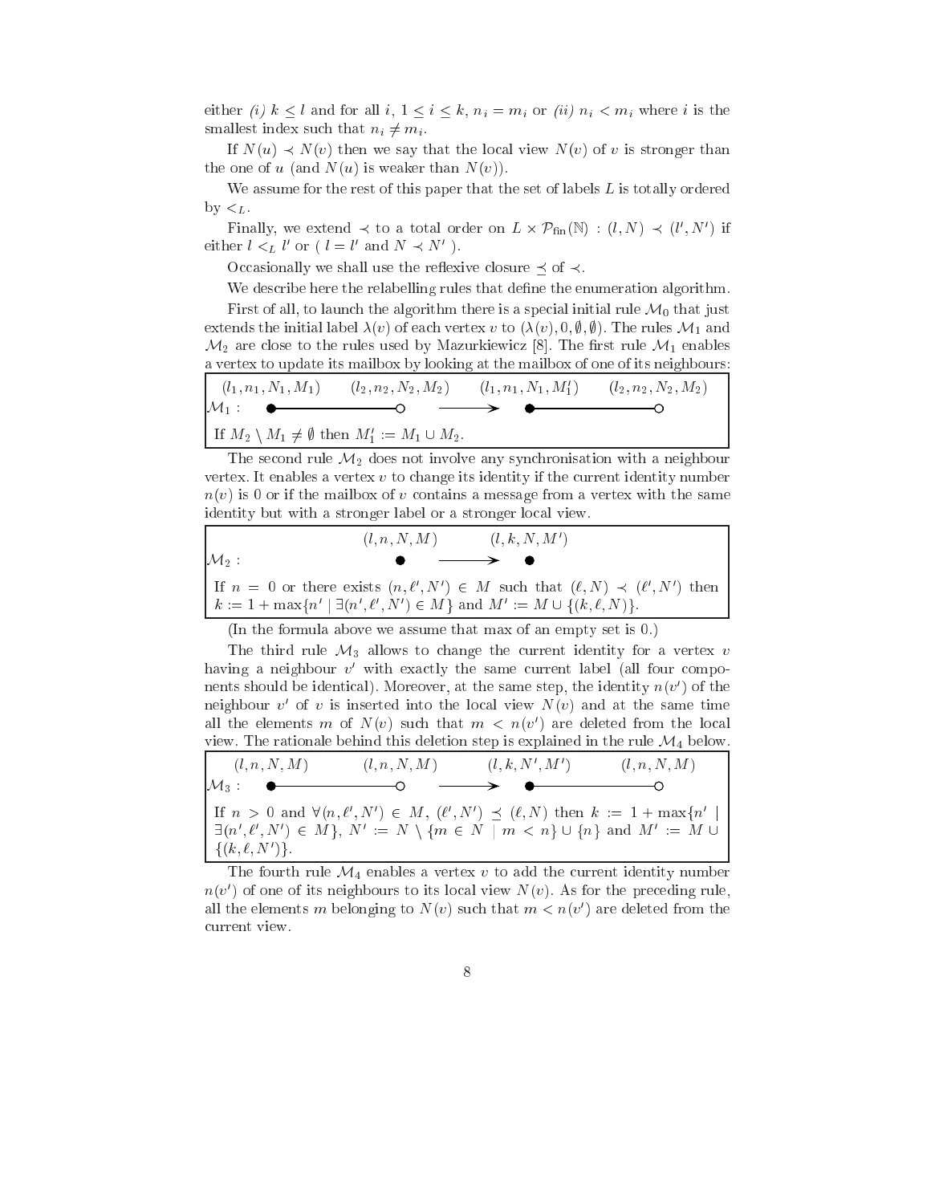either *(i)* $k \leq l$ and for all $i$, $1 \leq i \leq k$, $n_i = m_i$ or *(ii)* $n_i < m_i$ where $i$ is the smallest index such that $n_i \neq m_i$.

If $N(u) \prec N(v)$ then we say that the local view $N(v)$ of $v$ is stronger than the one of $u$ (and $N(u)$ is weaker than $N(v)$).

We assume for the rest of this paper that the set of labels $L$ is totally ordered by $<_L$.

Finally, we extend $\prec$ to a total order on $L \times \mathcal{P}_{\text{fin}}(\mathbb{N})$ : $(l, N) \prec (l', N')$ if either $l <_L l'$ or ( $l = l'$ and $N \prec N'$ ).

Occasionally we shall use the reflexive closure $\preceq$ of $\prec$.

We describe here the relabelling rules that define the enumeration algorithm.

First of all, to launch the algorithm there is a special initial rule $\mathcal{M}_0$ that just extends the initial label $\lambda(v)$ of each vertex $v$ to $(\lambda(v), 0, \emptyset, \emptyset)$. The rules $\mathcal{M}_1$ and $\mathcal{M}_2$ are close to the rules used by Mazurkiewicz [8]. The first rule $\mathcal{M}_1$ enables a vertex to update its mailbox by looking at the mailbox of one of its neighbours:

$\mathcal{M}_1$ : $(l_1, n_1, N_1, M_1)$ ●———○ $(l_2, n_2, N_2, M_2)$ ⟶ $(l_1, n_1, N_1, M_1')$ ●———○ $(l_2, n_2, N_2, M_2)$

If $M_2 \setminus M_1 \neq \emptyset$ then $M_1' := M_1 \cup M_2$.

The second rule $\mathcal{M}_2$ does not involve any synchronisation with a neighbour vertex. It enables a vertex $v$ to change its identity if the current identity number $n(v)$ is 0 or if the mailbox of $v$ contains a message from a vertex with the same identity but with a stronger label or a stronger local view.

$\mathcal{M}_2$ : $(l, n, N, M)$ ● ⟶ $(l, k, N, M')$ ●

If $n = 0$ or there exists $(n, \ell', N') \in M$ such that $(\ell, N) \prec (\ell', N')$ then $k := 1 + \max\{n' \mid \exists (n', \ell', N') \in M\}$ and $M' := M \cup \{(k, \ell, N)\}$.

(In the formula above we assume that max of an empty set is 0.)

The third rule $\mathcal{M}_3$ allows to change the current identity for a vertex $v$ having a neighbour $v'$ with exactly the same current label (all four components should be identical). Moreover, at the same step, the identity $n(v')$ of the neighbour $v'$ of $v$ is inserted into the local view $N(v)$ and at the same time all the elements $m$ of $N(v)$ such that $m < n(v')$ are deleted from the local view. The rationale behind this deletion step is explained in the rule $\mathcal{M}_4$ below.

$\mathcal{M}_3$ : $(l, n, N, M)$ ●———○ $(l, n, N, M)$ ⟶ $(l, k, N', M')$ ●———○ $(l, n, N, M)$

If $n > 0$ and $\forall (n, \ell', N') \in M$, $(\ell', N') \preceq (\ell, N)$ then $k := 1 + \max\{n' \mid \exists (n', \ell', N') \in M\}$, $N' := N \setminus \{m \in N \mid m < n\} \cup \{n\}$ and $M' := M \cup \{(k, \ell, N')\}$.

The fourth rule $\mathcal{M}_4$ enables a vertex $v$ to add the current identity number $n(v')$ of one of its neighbours to its local view $N(v)$. As for the preceding rule, all the elements $m$ belonging to $N(v)$ such that $m < n(v')$ are deleted from the current view.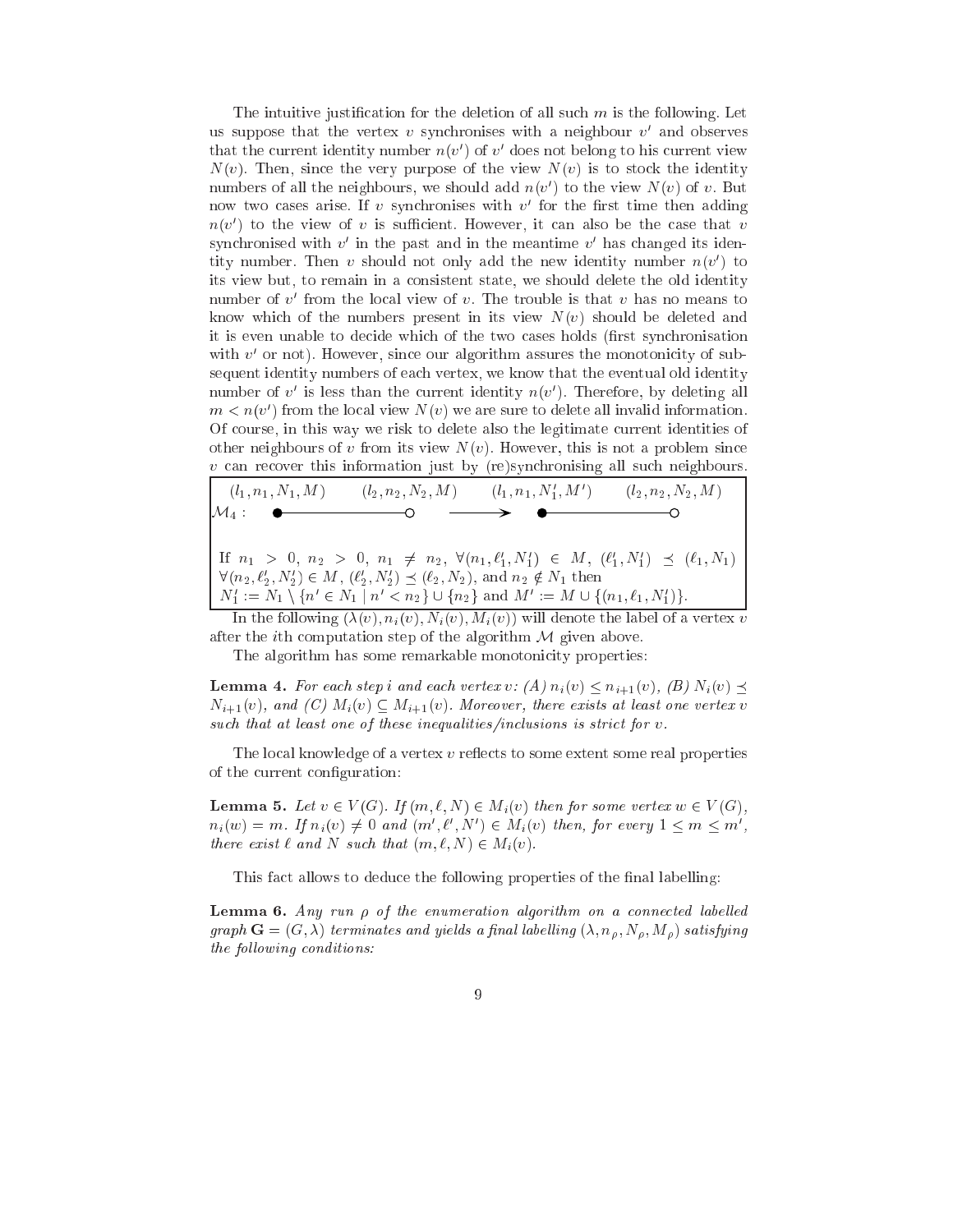The intuitive justification for the deletion of all such $m$ is the following. Let us suppose that the vertex $v$ synchronises with a neighbour $v'$ and observes that the current identity number $n(v')$ of $v'$ does not belong to his current view $N(v)$. Then, since the very purpose of the view $N(v)$ is to stock the identity numbers of all the neighbours, we should add $n(v')$ to the view $N(v)$ of $v$. But now two cases arise. If $v$ synchronises with $v'$ for the first time then adding $n(v')$ to the view of $v$ is sufficient. However, it can also be the case that $v$ synchronised with $v'$ in the past and in the meantime $v'$ has changed its identity number. Then $v$ should not only add the new identity number $n(v')$ to its view but, to remain in a consistent state, we should delete the old identity number of $v'$ from the local view of $v$. The trouble is that $v$ has no means to know which of the numbers present in its view $N(v)$ should be deleted and it is even unable to decide which of the two cases holds (first synchronisation with $v'$ or not). However, since our algorithm assures the monotonicity of subsequent identity numbers of each vertex, we know that the eventual old identity number of $v'$ is less than the current identity $n(v')$. Therefore, by deleting all $m < n(v')$ from the local view $N(v)$ we are sure to delete all invalid information. Of course, in this way we risk to delete also the legitimate current identities of other neighbours of $v$ from its view $N(v)$. However, this is not a problem since $v$ can recover this information just by (re)synchronising all such neighbours.

$\mathcal{M}_4$ : $(l_1, n_1, N_1, M)$ ●———○ $(l_2, n_2, N_2, M)$ ⟶ $(l_1, n_1, N_1', M')$ ●———○ $(l_2, n_2, N_2, M)$

If $n_1 > 0$, $n_2 > 0$, $n_1 \neq n_2$, $\forall (n_1, \ell_1', N_1') \in M$, $(\ell_1', N_1') \preceq (\ell_1, N_1)$ $\forall (n_2, \ell_2', N_2') \in M$, $(\ell_2', N_2') \preceq (\ell_2, N_2)$, and $n_2 \notin N_1$ then
$N_1' := N_1 \setminus \{n' \in N_1 \mid n' < n_2\} \cup \{n_2\}$ and $M' := M \cup \{(n_1, \ell_1, N_1')\}$.

In the following $(\lambda(v), n_i(v), N_i(v), M_i(v))$ will denote the label of a vertex $v$ after the $i$th computation step of the algorithm $\mathcal{M}$ given above.

The algorithm has some remarkable monotonicity properties:

**Lemma 4.** *For each step $i$ and each vertex $v$: (A) $n_i(v) \leq n_{i+1}(v)$, (B) $N_i(v) \preceq N_{i+1}(v)$, and (C) $M_i(v) \subseteq M_{i+1}(v)$. Moreover, there exists at least one vertex $v$ such that at least one of these inequalities/inclusions is strict for $v$.*

The local knowledge of a vertex $v$ reflects to some extent some real properties of the current configuration:

**Lemma 5.** *Let $v \in V(G)$. If $(m, \ell, N) \in M_i(v)$ then for some vertex $w \in V(G)$, $n_i(w) = m$. If $n_i(v) \neq 0$ and $(m', \ell', N') \in M_i(v)$ then, for every $1 \leq m \leq m'$, there exist $\ell$ and $N$ such that $(m, \ell, N) \in M_i(v)$.*

This fact allows to deduce the following properties of the final labelling:

**Lemma 6.** *Any run $\rho$ of the enumeration algorithm on a connected labelled graph $\mathbf{G} = (G, \lambda)$ terminates and yields a final labelling $(\lambda, n_\rho, N_\rho, M_\rho)$ satisfying the following conditions:*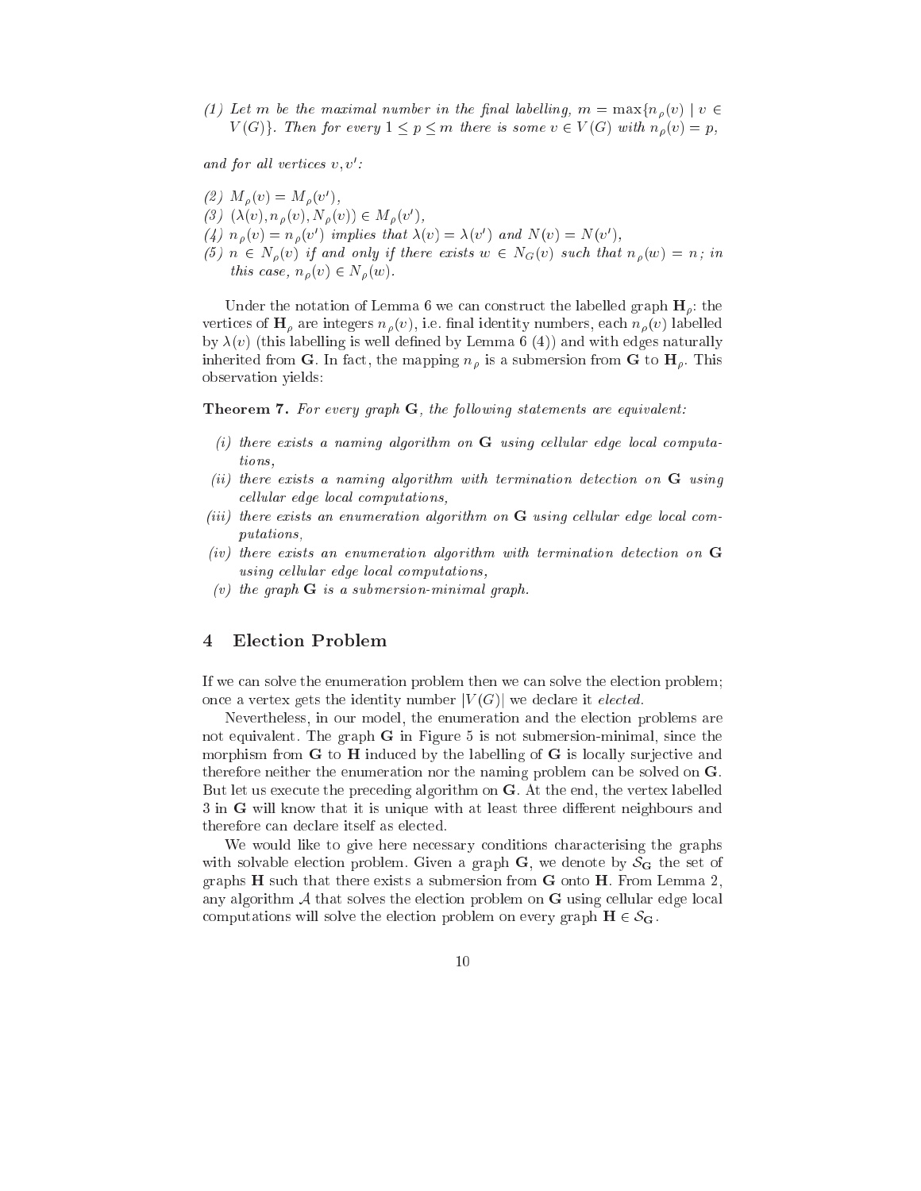*(1) Let $m$ be the maximal number in the final labelling, $m = \max\{n_\rho(v) \mid v \in V(G)\}$. Then for every $1 \leq p \leq m$ there is some $v \in V(G)$ with $n_\rho(v) = p$,*

*and for all vertices $v, v'$:*

*(2) $M_\rho(v) = M_\rho(v')$,*
*(3) $(\lambda(v), n_\rho(v), N_\rho(v)) \in M_\rho(v')$,*
*(4) $n_\rho(v) = n_\rho(v')$ implies that $\lambda(v) = \lambda(v')$ and $N(v) = N(v')$,*
*(5) $n \in N_\rho(v)$ if and only if there exists $w \in N_G(v)$ such that $n_\rho(w) = n$; in this case, $n_\rho(v) \in N_\rho(w)$.*

Under the notation of Lemma 6 we can construct the labelled graph $\mathbf{H}_\rho$: the vertices of $\mathbf{H}_\rho$ are integers $n_\rho(v)$, i.e. final identity numbers, each $n_\rho(v)$ labelled by $\lambda(v)$ (this labelling is well defined by Lemma 6 (4)) and with edges naturally inherited from $\mathbf{G}$. In fact, the mapping $n_\rho$ is a submersion from $\mathbf{G}$ to $\mathbf{H}_\rho$. This observation yields:

**Theorem 7.** *For every graph $\mathbf{G}$, the following statements are equivalent:*

*(i) there exists a naming algorithm on $\mathbf{G}$ using cellular edge local computations,*
*(ii) there exists a naming algorithm with termination detection on $\mathbf{G}$ using cellular edge local computations,*
*(iii) there exists an enumeration algorithm on $\mathbf{G}$ using cellular edge local computations,*
*(iv) there exists an enumeration algorithm with termination detection on $\mathbf{G}$ using cellular edge local computations,*
*(v) the graph $\mathbf{G}$ is a submersion-minimal graph.*

## 4 Election Problem

If we can solve the enumeration problem then we can solve the election problem; once a vertex gets the identity number $|V(G)|$ we declare it *elected*.

Nevertheless, in our model, the enumeration and the election problems are not equivalent. The graph $\mathbf{G}$ in Figure 5 is not submersion-minimal, since the morphism from $\mathbf{G}$ to $\mathbf{H}$ induced by the labelling of $\mathbf{G}$ is locally surjective and therefore neither the enumeration nor the naming problem can be solved on $\mathbf{G}$. But let us execute the preceding algorithm on $\mathbf{G}$. At the end, the vertex labelled 3 in $\mathbf{G}$ will know that it is unique with at least three different neighbours and therefore can declare itself as elected.

We would like to give here necessary conditions characterising the graphs with solvable election problem. Given a graph $\mathbf{G}$, we denote by $\mathcal{S}_\mathbf{G}$ the set of graphs $\mathbf{H}$ such that there exists a submersion from $\mathbf{G}$ onto $\mathbf{H}$. From Lemma 2, any algorithm $\mathcal{A}$ that solves the election problem on $\mathbf{G}$ using cellular edge local computations will solve the election problem on every graph $\mathbf{H} \in \mathcal{S}_\mathbf{G}$.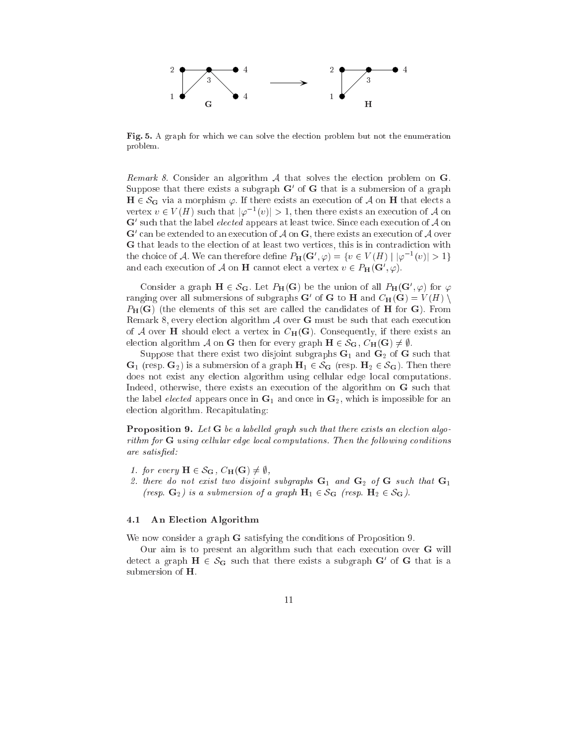**Fig. 5.** A graph for which we can solve the election problem but not the enumeration problem.

*Remark 8.* Consider an algorithm $\mathcal{A}$ that solves the election problem on $\mathbf{G}$. Suppose that there exists a subgraph $\mathbf{G}'$ of $\mathbf{G}$ that is a submersion of a graph $\mathbf{H} \in \mathcal{S}_{\mathbf{G}}$ via a morphism $\varphi$. If there exists an execution of $\mathcal{A}$ on $\mathbf{H}$ that elects a vertex $v \in V(H)$ such that $|\varphi^{-1}(v)| > 1$, then there exists an execution of $\mathcal{A}$ on $\mathbf{G}'$ such that the label *elected* appears at least twice. Since each execution of $\mathcal{A}$ on $\mathbf{G}'$ can be extended to an execution of $\mathcal{A}$ on $\mathbf{G}$, there exists an execution of $\mathcal{A}$ over $\mathbf{G}$ that leads to the election of at least two vertices, this is in contradiction with the choice of $\mathcal{A}$. We can therefore define $P_{\mathbf{H}}(\mathbf{G}', \varphi) = \{v \in V(H) \mid |\varphi^{-1}(v)| > 1\}$ and each execution of $\mathcal{A}$ on $\mathbf{H}$ cannot elect a vertex $v \in P_{\mathbf{H}}(\mathbf{G}', \varphi)$.

Consider a graph $\mathbf{H} \in \mathcal{S}_{\mathbf{G}}$. Let $P_{\mathbf{H}}(\mathbf{G})$ be the union of all $P_{\mathbf{H}}(\mathbf{G}', \varphi)$ for $\varphi$ ranging over all submersions of subgraphs $\mathbf{G}'$ of $\mathbf{G}$ to $\mathbf{H}$ and $C_{\mathbf{H}}(\mathbf{G}) = V(H) \setminus P_{\mathbf{H}}(\mathbf{G})$ (the elements of this set are called the candidates of $\mathbf{H}$ for $\mathbf{G}$). From Remark 8, every election algorithm $\mathcal{A}$ over $\mathbf{G}$ must be such that each execution of $\mathcal{A}$ over $\mathbf{H}$ should elect a vertex in $C_{\mathbf{H}}(\mathbf{G})$. Consequently, if there exists an election algorithm $\mathcal{A}$ on $\mathbf{G}$ then for every graph $\mathbf{H} \in \mathcal{S}_{\mathbf{G}}$, $C_{\mathbf{H}}(\mathbf{G}) \neq \emptyset$.

Suppose that there exist two disjoint subgraphs $\mathbf{G}_1$ and $\mathbf{G}_2$ of $\mathbf{G}$ such that $\mathbf{G}_1$ (resp. $\mathbf{G}_2$) is a submersion of a graph $\mathbf{H}_1 \in \mathcal{S}_{\mathbf{G}}$ (resp. $\mathbf{H}_2 \in \mathcal{S}_{\mathbf{G}}$). Then there does not exist any election algorithm using cellular edge local computations. Indeed, otherwise, there exists an execution of the algorithm on $\mathbf{G}$ such that the label *elected* appears once in $\mathbf{G}_1$ and once in $\mathbf{G}_2$, which is impossible for an election algorithm. Recapitulating:

**Proposition 9.** *Let $\mathbf{G}$ be a labelled graph such that there exists an election algorithm for $\mathbf{G}$ using cellular edge local computations. Then the following conditions are satisfied:*

1. *for every $\mathbf{H} \in \mathcal{S}_{\mathbf{G}}$, $C_{\mathbf{H}}(\mathbf{G}) \neq \emptyset$,*
2. *there do not exist two disjoint subgraphs $\mathbf{G}_1$ and $\mathbf{G}_2$ of $\mathbf{G}$ such that $\mathbf{G}_1$ (resp. $\mathbf{G}_2$) is a submersion of a graph $\mathbf{H}_1 \in \mathcal{S}_{\mathbf{G}}$ (resp. $\mathbf{H}_2 \in \mathcal{S}_{\mathbf{G}}$).*

### 4.1 An Election Algorithm

We now consider a graph $\mathbf{G}$ satisfying the conditions of Proposition 9.

Our aim is to present an algorithm such that each execution over $\mathbf{G}$ will detect a graph $\mathbf{H} \in \mathcal{S}_{\mathbf{G}}$ such that there exists a subgraph $\mathbf{G}'$ of $\mathbf{G}$ that is a submersion of $\mathbf{H}$.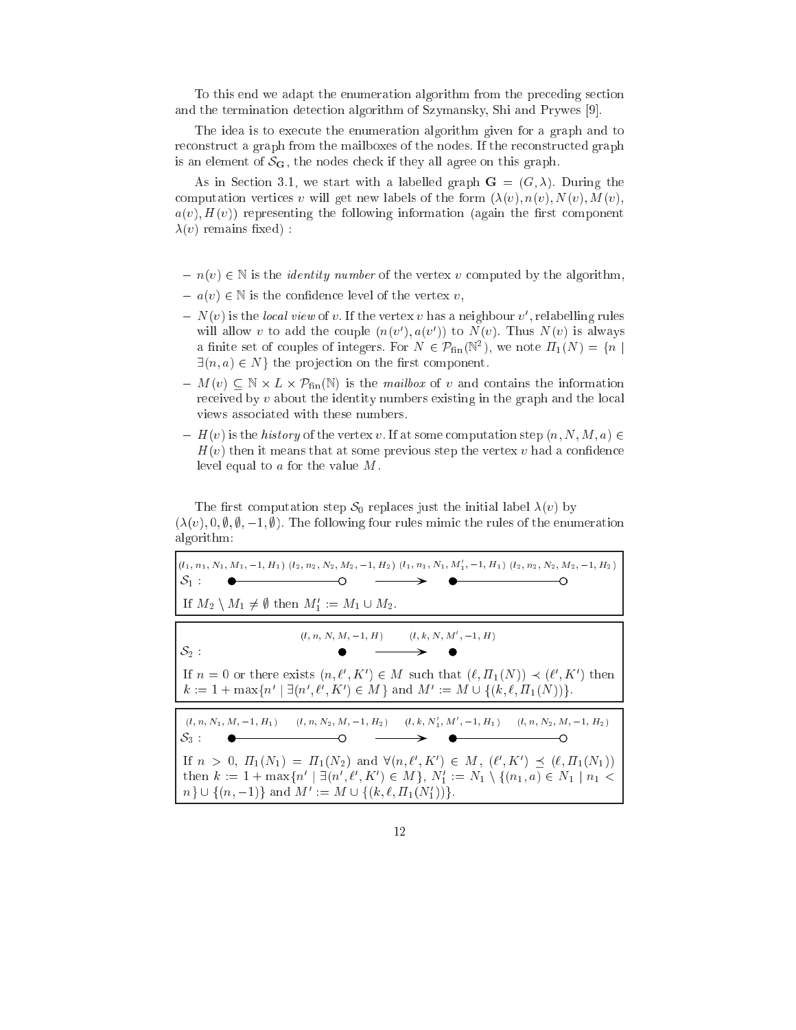To this end we adapt the enumeration algorithm from the preceding section and the termination detection algorithm of Szymansky, Shi and Prywes [9].

The idea is to execute the enumeration algorithm given for a graph and to reconstruct a graph from the mailboxes of the nodes. If the reconstructed graph is an element of $\mathcal{S}_{\mathbf{G}}$, the nodes check if they all agree on this graph.

As in Section 3.1, we start with a labelled graph $\mathbf{G} = (G, \lambda)$. During the computation vertices $v$ will get new labels of the form $(\lambda(v), n(v), N(v), M(v), a(v), H(v))$ representing the following information (again the first component $\lambda(v)$ remains fixed) :

- $n(v) \in \mathbb{N}$ is the *identity number* of the vertex $v$ computed by the algorithm,
- $a(v) \in \mathbb{N}$ is the confidence level of the vertex $v$,
- $N(v)$ is the *local view* of $v$. If the vertex $v$ has a neighbour $v'$, relabelling rules will allow $v$ to add the couple $(n(v'), a(v'))$ to $N(v)$. Thus $N(v)$ is always a finite set of couples of integers. For $N \in \mathcal{P}_{\text{fin}}(\mathbb{N}^2)$, we note $\Pi_1(N) = \{n \mid \exists (n, a) \in N\}$ the projection on the first component.
- $M(v) \subseteq \mathbb{N} \times L \times \mathcal{P}_{\text{fin}}(\mathbb{N})$ is the *mailbox* of $v$ and contains the information received by $v$ about the identity numbers existing in the graph and the local views associated with these numbers.
- $H(v)$ is the *history* of the vertex $v$. If at some computation step $(n, N, M, a) \in H(v)$ then it means that at some previous step the vertex $v$ had a confidence level equal to $a$ for the value $M$.

The first computation step $\mathcal{S}_0$ replaces just the initial label $\lambda(v)$ by $(\lambda(v), 0, \emptyset, \emptyset, -1, \emptyset)$. The following four rules mimic the rules of the enumeration algorithm:

$\mathcal{S}_1$ : $(l_1, n_1, N_1, M_1, -1, H_1)$ ●———○ $(l_2, n_2, N_2, M_2, -1, H_2)$ ⟶ $(l_1, n_1, N_1, M_1', -1, H_1)$ ●———○ $(l_2, n_2, N_2, M_2, -1, H_2)$

If $M_2 \setminus M_1 \neq \emptyset$ then $M_1' := M_1 \cup M_2$.

$\mathcal{S}_2$ : $(l, n, N, M, -1, H)$ ● ⟶ $(l, k, N, M', -1, H)$ ●

If $n = 0$ or there exists $(n, \ell', K') \in M$ such that $(\ell, \Pi_1(N)) \prec (\ell', K')$ then $k := 1 + \max\{n' \mid \exists (n', \ell', K') \in M\}$ and $M' := M \cup \{(k, \ell, \Pi_1(N))\}$.

$\mathcal{S}_3$ : $(l, n, N_1, M, -1, H_1)$ ●———○ $(l, n, N_2, M, -1, H_2)$ ⟶ $(l, k, N_1', M', -1, H_1)$ ●———○ $(l, n, N_2, M, -1, H_2)$

If $n > 0$, $\Pi_1(N_1) = \Pi_1(N_2)$ and $\forall (n, \ell', K') \in M$, $(\ell', K') \preceq (\ell, \Pi_1(N_1))$ then $k := 1 + \max\{n' \mid \exists (n', \ell', K') \in M\}$, $N_1' := N_1 \setminus \{(n_1, a) \in N_1 \mid n_1 < n\} \cup \{(n, -1)\}$ and $M' := M \cup \{(k, \ell, \Pi_1(N_1'))\}$.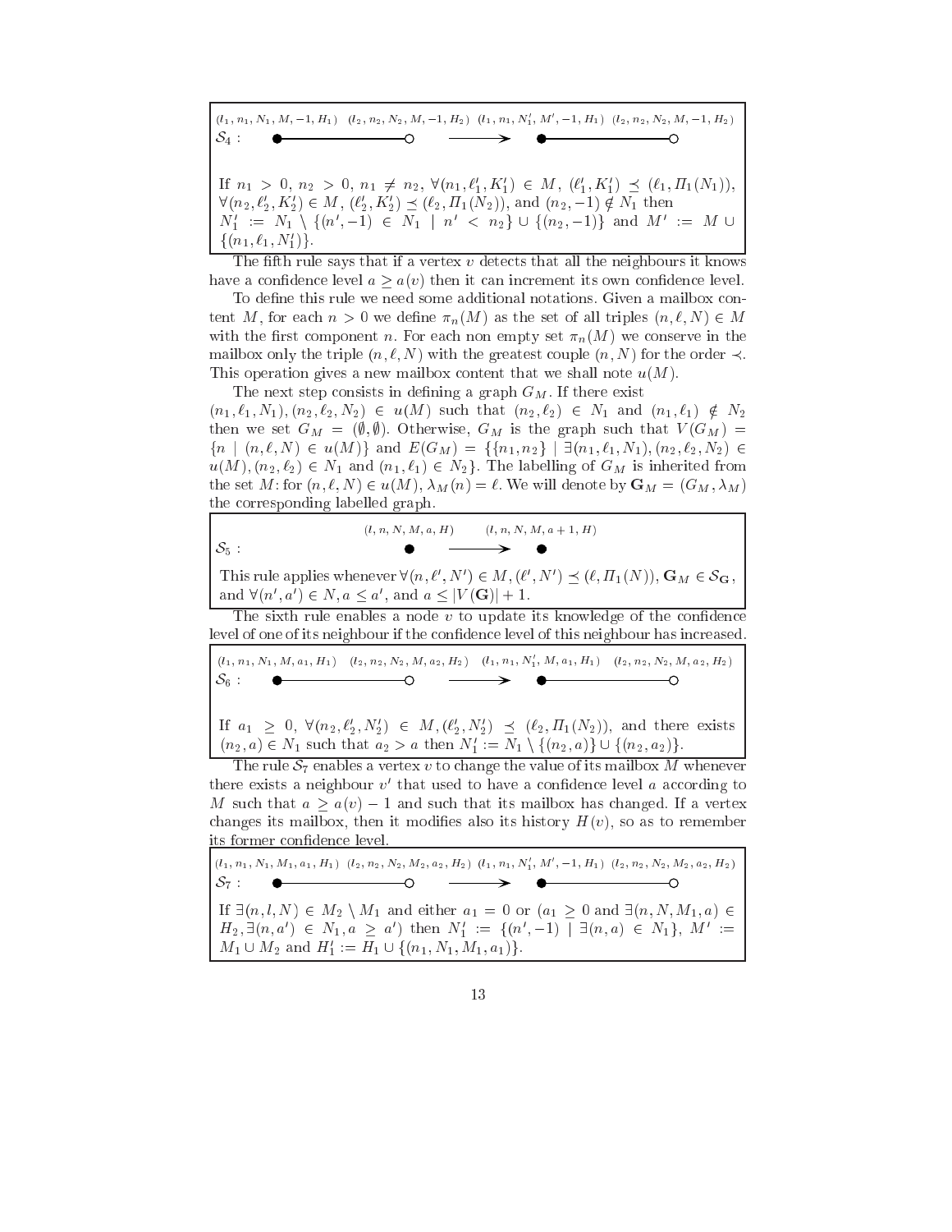$(l_1, n_1, N_1, M, -1, H_1)$ $(l_2, n_2, N_2, M, -1, H_2)$ $(l_1, n_1, N_1', M', -1, H_1)$ $(l_2, n_2, N_2, M, -1, H_2)$

$\mathcal{S}_4$ : ●————○ ⟶ ●————○

If $n_1 > 0$, $n_2 > 0$, $n_1 \neq n_2$, $\forall (n_1, \ell_1', K_1') \in M$, $(\ell_1', K_1') \preceq (\ell_1, \Pi_1(N_1))$, $\forall (n_2, \ell_2', K_2') \in M$, $(\ell_2', K_2') \preceq (\ell_2, \Pi_1(N_2))$, and $(n_2, -1) \notin N_1$ then $N_1' := N_1 \setminus \{(n', -1) \in N_1 \mid n' < n_2\} \cup \{(n_2, -1)\}$ and $M' := M \cup \{(n_1, \ell_1, N_1')\}$.

The fifth rule says that if a vertex $v$ detects that all the neighbours it knows have a confidence level $a \geq a(v)$ then it can increment its own confidence level.

To define this rule we need some additional notations. Given a mailbox content $M$, for each $n > 0$ we define $\pi_n(M)$ as the set of all triples $(n, \ell, N) \in M$ with the first component $n$. For each non empty set $\pi_n(M)$ we conserve in the mailbox only the triple $(n, \ell, N)$ with the greatest couple $(n, N)$ for the order $\prec$. This operation gives a new mailbox content that we shall note $u(M)$.

The next step consists in defining a graph $G_M$. If there exist $(n_1, \ell_1, N_1), (n_2, \ell_2, N_2) \in u(M)$ such that $(n_2, \ell_2) \in N_1$ and $(n_1, \ell_1) \notin N_2$ then we set $G_M = (\emptyset, \emptyset)$. Otherwise, $G_M$ is the graph such that $V(G_M) = \{n \mid (n, \ell, N) \in u(M)\}$ and $E(G_M) = \{\{n_1, n_2\} \mid \exists (n_1, \ell_1, N_1), (n_2, \ell_2, N_2) \in u(M), (n_2, \ell_2) \in N_1 \text{ and } (n_1, \ell_1) \in N_2\}$. The labelling of $G_M$ is inherited from the set $M$: for $(n, \ell, N) \in u(M)$, $\lambda_M(n) = \ell$. We will denote by $\mathbf{G}_M = (G_M, \lambda_M)$ the corresponding labelled graph.

$(l, n, N, M, a, H)$ $(l, n, N, M, a+1, H)$

$\mathcal{S}_5$ : ● ⟶ ●

This rule applies whenever $\forall (n, \ell', N') \in M, (\ell', N') \preceq (\ell, \Pi_1(N))$, $\mathbf{G}_M \in \mathcal{S}_{\mathbf{G}}$, and $\forall (n', a') \in N, a \leq a'$, and $a \leq |V(\mathbf{G})| + 1$.

The sixth rule enables a node $v$ to update its knowledge of the confidence level of one of its neighbour if the confidence level of this neighbour has increased.

$(l_1, n_1, N_1, M, a_1, H_1)$ $(l_2, n_2, N_2, M, a_2, H_2)$ $(l_1, n_1, N_1', M, a_1, H_1)$ $(l_2, n_2, N_2, M, a_2, H_2)$

$\mathcal{S}_6$ : ●————○ ⟶ ●————○

If $a_1 \geq 0$, $\forall (n_2, \ell_2', N_2') \in M, (\ell_2', N_2') \preceq (\ell_2, \Pi_1(N_2))$, and there exists $(n_2, a) \in N_1$ such that $a_2 > a$ then $N_1' := N_1 \setminus \{(n_2, a)\} \cup \{(n_2, a_2)\}$.

The rule $\mathcal{S}_7$ enables a vertex $v$ to change the value of its mailbox $M$ whenever there exists a neighbour $v'$ that used to have a confidence level $a$ according to $M$ such that $a \geq a(v) - 1$ and such that its mailbox has changed. If a vertex changes its mailbox, then it modifies also its history $H(v)$, so as to remember its former confidence level.

$(l_1, n_1, N_1, M_1, a_1, H_1)$ $(l_2, n_2, N_2, M_2, a_2, H_2)$ $(l_1, n_1, N_1', M', -1, H_1')$ $(l_2, n_2, N_2, M_2, a_2, H_2)$

$\mathcal{S}_7$ : ●————○ ⟶ ●————○

If $\exists (n, l, N) \in M_2 \setminus M_1$ and either $a_1 = 0$ or ($a_1 \geq 0$ and $\exists (n, N, M_1, a) \in H_2, \exists (n, a') \in N_1, a \geq a'$) then $N_1' := \{(n', -1) \mid \exists (n, a) \in N_1\}$, $M' := M_1 \cup M_2$ and $H_1' := H_1 \cup \{(n_1, N_1, M_1, a_1)\}$.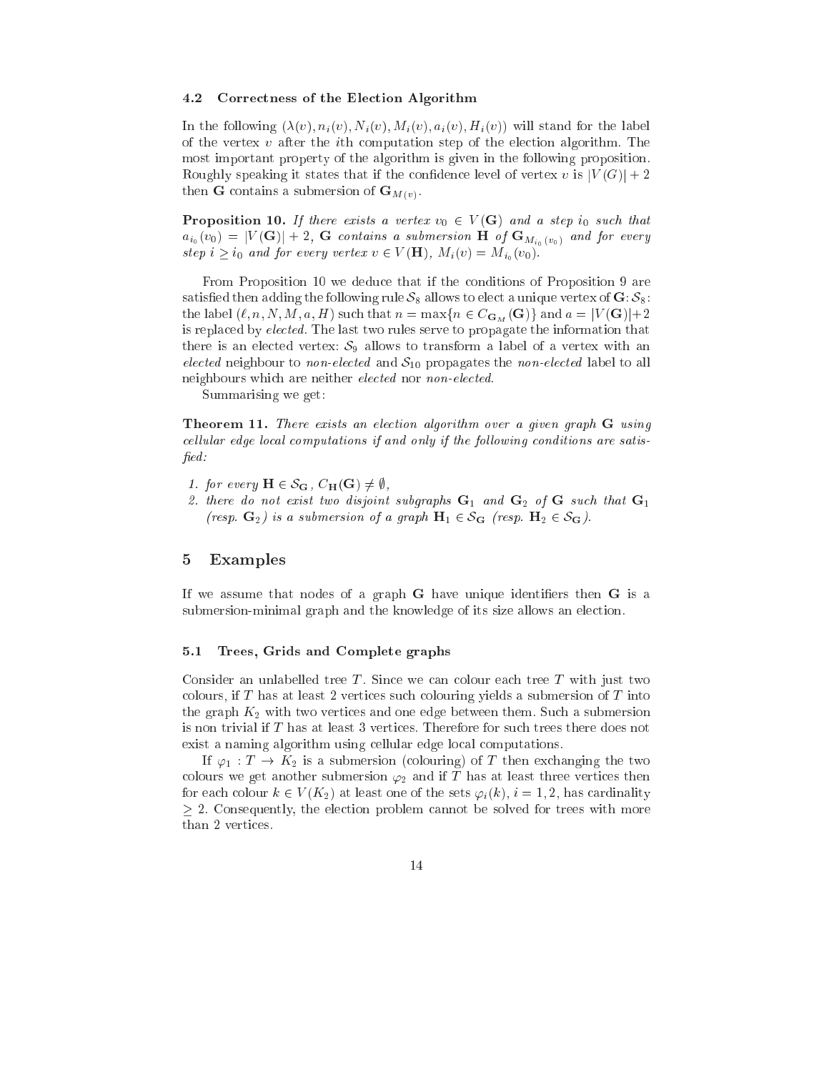### 4.2 Correctness of the Election Algorithm

In the following $(\lambda(v), n_i(v), N_i(v), M_i(v), a_i(v), H_i(v))$ will stand for the label of the vertex $v$ after the $i$th computation step of the election algorithm. The most important property of the algorithm is given in the following proposition. Roughly speaking it states that if the confidence level of vertex $v$ is $|V(G)|+2$ then $\mathbf{G}$ contains a submersion of $\mathbf{G}_{M(v)}$.

**Proposition 10.** *If there exists a vertex $v_0 \in V(\mathbf{G})$ and a step $i_0$ such that $a_{i_0}(v_0) = |V(\mathbf{G})| + 2$, $\mathbf{G}$ contains a submersion $\mathbf{H}$ of $\mathbf{G}_{M_{i_0}(v_0)}$ and for every step $i \geq i_0$ and for every vertex $v \in V(\mathbf{H})$, $M_i(v) = M_{i_0}(v_0)$.*

From Proposition 10 we deduce that if the conditions of Proposition 9 are satisfied then adding the following rule $\mathcal{S}_8$ allows to elect a unique vertex of $\mathbf{G}$: $\mathcal{S}_8$: the label $(\ell, n, N, M, a, H)$ such that $n = \max\{n \in C_{\mathbf{G}_M}(\mathbf{G})\}$ and $a = |V(\mathbf{G})|+2$ is replaced by *elected*. The last two rules serve to propagate the information that there is an elected vertex: $\mathcal{S}_9$ allows to transform a label of a vertex with an *elected* neighbour to *non-elected* and $\mathcal{S}_{10}$ propagates the *non-elected* label to all neighbours which are neither *elected* nor *non-elected*.

Summarising we get:

**Theorem 11.** *There exists an election algorithm over a given graph $\mathbf{G}$ using cellular edge local computations if and only if the following conditions are satisfied:*

1. *for every $\mathbf{H} \in \mathcal{S}_{\mathbf{G}}$, $C_{\mathbf{H}}(\mathbf{G}) \neq \emptyset$,*
2. *there do not exist two disjoint subgraphs $\mathbf{G}_1$ and $\mathbf{G}_2$ of $\mathbf{G}$ such that $\mathbf{G}_1$ (resp. $\mathbf{G}_2$) is a submersion of a graph $\mathbf{H}_1 \in \mathcal{S}_{\mathbf{G}}$ (resp. $\mathbf{H}_2 \in \mathcal{S}_{\mathbf{G}}$).*

## 5 Examples

If we assume that nodes of a graph $\mathbf{G}$ have unique identifiers then $\mathbf{G}$ is a submersion-minimal graph and the knowledge of its size allows an election.

### 5.1 Trees, Grids and Complete graphs

Consider an unlabelled tree $T$. Since we can colour each tree $T$ with just two colours, if $T$ has at least 2 vertices such colouring yields a submersion of $T$ into the graph $K_2$ with two vertices and one edge between them. Such a submersion is non trivial if $T$ has at least 3 vertices. Therefore for such trees there does not exist a naming algorithm using cellular edge local computations.

If $\varphi_1 : T \to K_2$ is a submersion (colouring) of $T$ then exchanging the two colours we get another submersion $\varphi_2$ and if $T$ has at least three vertices then for each colour $k \in V(K_2)$ at least one of the sets $\varphi_i(k)$, $i = 1, 2$, has cardinality $\geq 2$. Consequently, the election problem cannot be solved for trees with more than 2 vertices.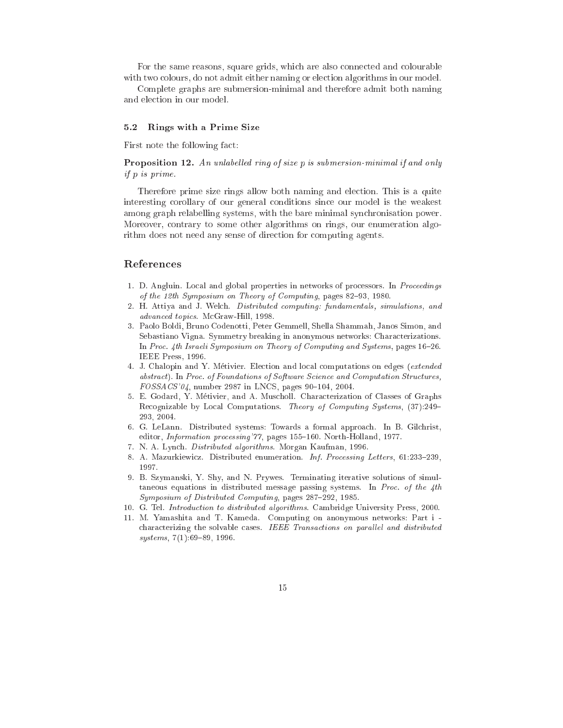For the same reasons, square grids, which are also connected and colourable with two colours, do not admit either naming or election algorithms in our model.

Complete graphs are submersion-minimal and therefore admit both naming and election in our model.

### 5.2 Rings with a Prime Size

First note the following fact:

**Proposition 12.** *An unlabelled ring of size p is submersion-minimal if and only if p is prime.*

Therefore prime size rings allow both naming and election. This is a quite interesting corollary of our general conditions since our model is the weakest among graph relabelling systems, with the bare minimal synchronisation power. Moreover, contrary to some other algorithms on rings, our enumeration algorithm does not need any sense of direction for computing agents.

## References

1. D. Angluin. Local and global properties in networks of processors. In *Proceedings of the 12th Symposium on Theory of Computing*, pages 82–93, 1980.
2. H. Attiya and J. Welch. *Distributed computing: fundamentals, simulations, and advanced topics*. McGraw-Hill, 1998.
3. Paolo Boldi, Bruno Codenotti, Peter Gemmell, Shella Shammah, Janos Simon, and Sebastiano Vigna. Symmetry breaking in anonymous networks: Characterizations. In *Proc. 4th Israeli Symposium on Theory of Computing and Systems*, pages 16–26. IEEE Press, 1996.
4. J. Chalopin and Y. Métivier. Election and local computations on edges (*extended abstract*). In *Proc. of Foundations of Software Science and Computation Structures, FOSSACS'04*, number 2987 in LNCS, pages 90–104, 2004.
5. E. Godard, Y. Métivier, and A. Muscholl. Characterization of Classes of Graphs Recognizable by Local Computations. *Theory of Computing Systems*, (37):249–293, 2004.
6. G. LeLann. Distributed systems: Towards a formal approach. In B. Gilchrist, editor, *Information processing'77*, pages 155–160. North-Holland, 1977.
7. N. A. Lynch. *Distributed algorithms*. Morgan Kaufman, 1996.
8. A. Mazurkiewicz. Distributed enumeration. *Inf. Processing Letters*, 61:233–239, 1997.
9. B. Szymanski, Y. Shy, and N. Prywes. Terminating iterative solutions of simultaneous equations in distributed message passing systems. In *Proc. of the 4th Symposium of Distributed Computing*, pages 287–292, 1985.
10. G. Tel. *Introduction to distributed algorithms*. Cambridge University Press, 2000.
11. M. Yamashita and T. Kameda. Computing on anonymous networks: Part i - characterizing the solvable cases. *IEEE Transactions on parallel and distributed systems*, 7(1):69–89, 1996.